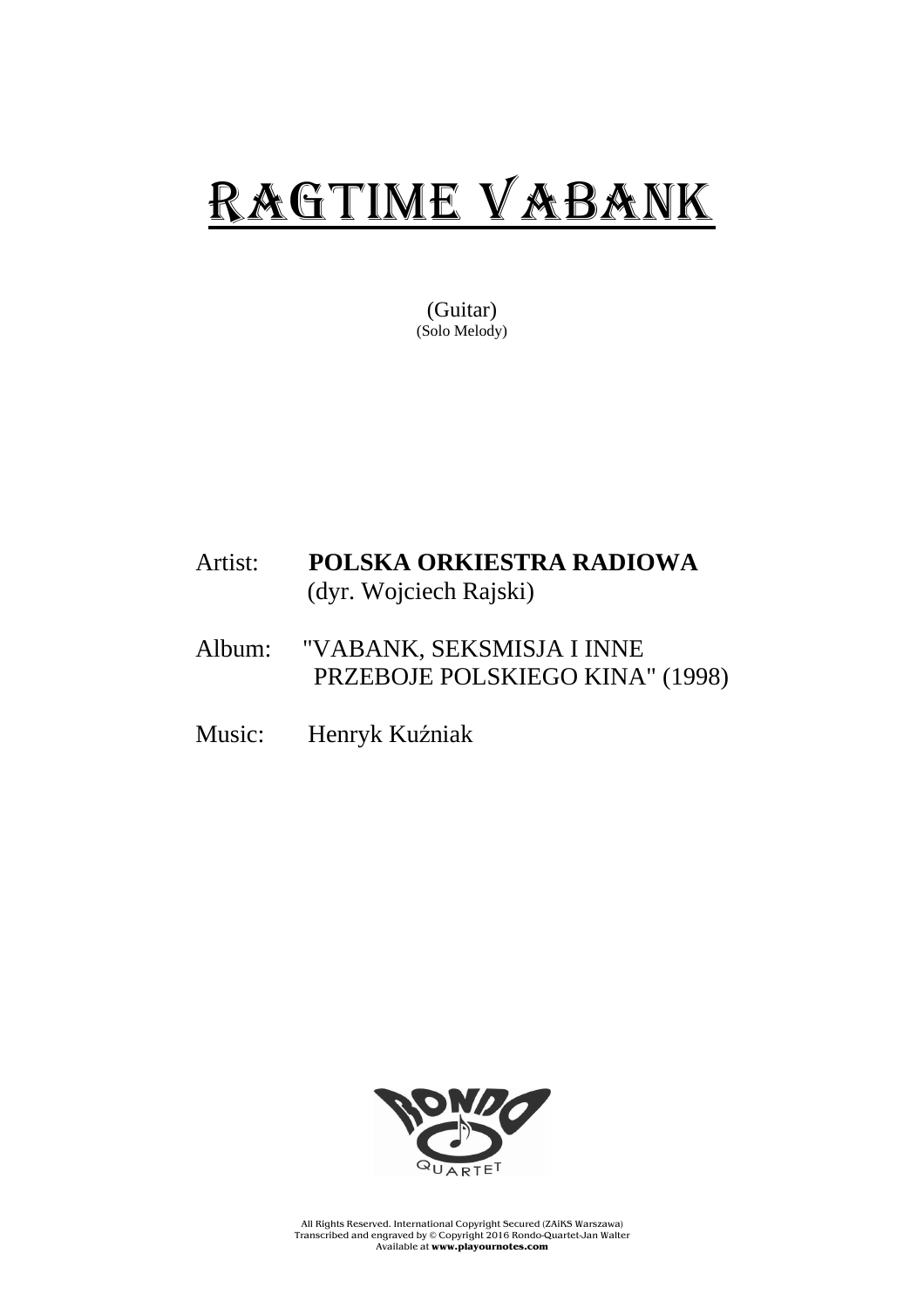# RAGTIME VABANK

(Guitar)
(Solo Melody)

Artist: **POLSKA ORKIESTRA RADIOWA**
(dyr. Wojciech Rajski)

Album: "VABANK, SEKSMISJA I INNE PRZEBOJE POLSKIEGO KINA" (1998)

Music: Henryk Kuźniak

RONDO QUARTET

All Rights Reserved. International Copyright Secured (ZAiKS Warszawa)
Transcribed and engraved by © Copyright 2016 Rondo-Quartet-Jan Walter
Available at **www.playournotes.com**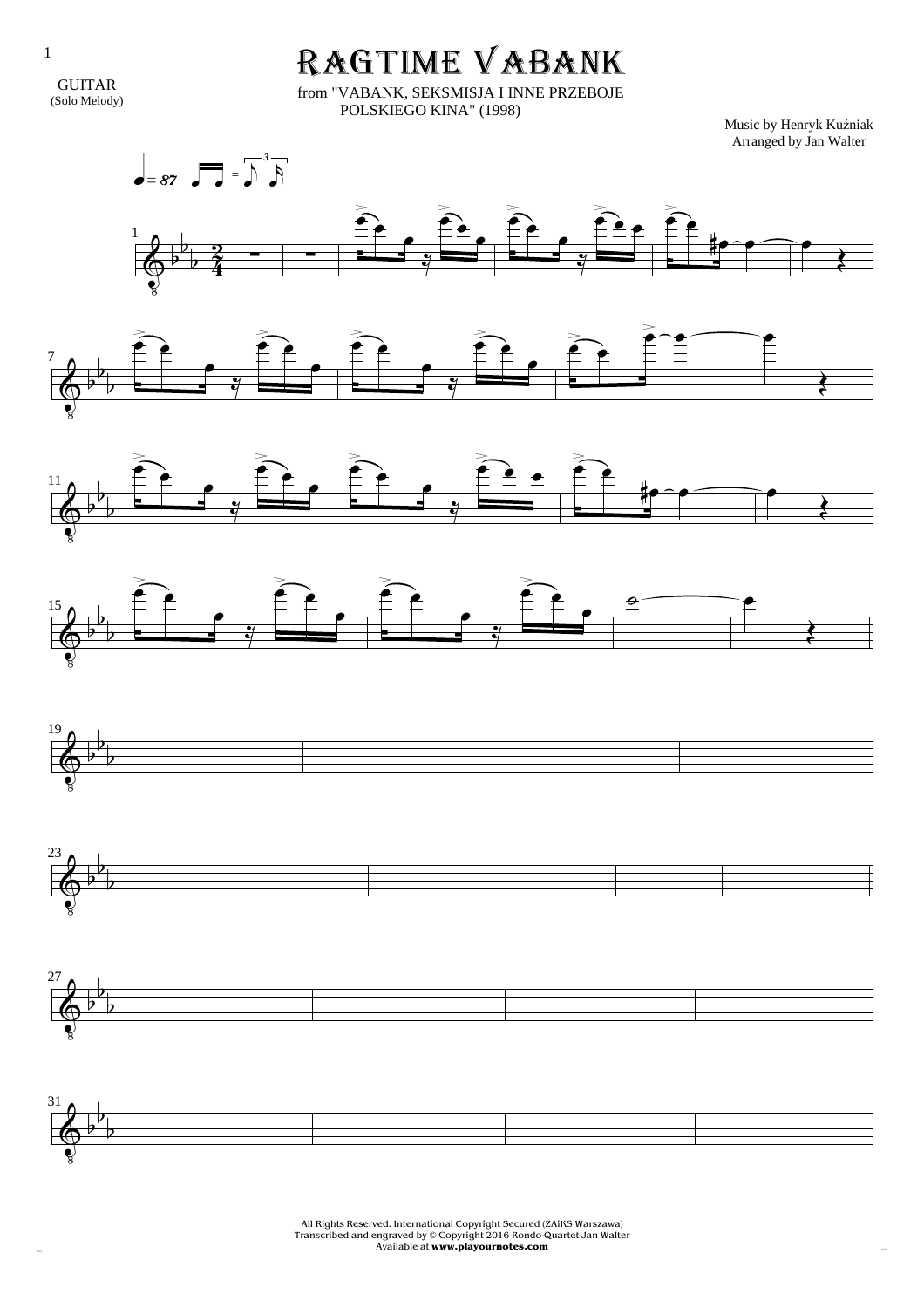# RAGTIME VABANK

GUITAR
(Solo Melody)

from "VABANK, SEKSMISJA I INNE PRZEBOJE POLSKIEGO KINA" (1998)

Music by Henryk Kuźniak
Arranged by Jan Walter

All Rights Reserved. International Copyright Secured (ZAiKS Warszawa)
Transcribed and engraved by © Copyright 2016 Rondo-Quartet-Jan Walter
Available at **www.playournotes.com**